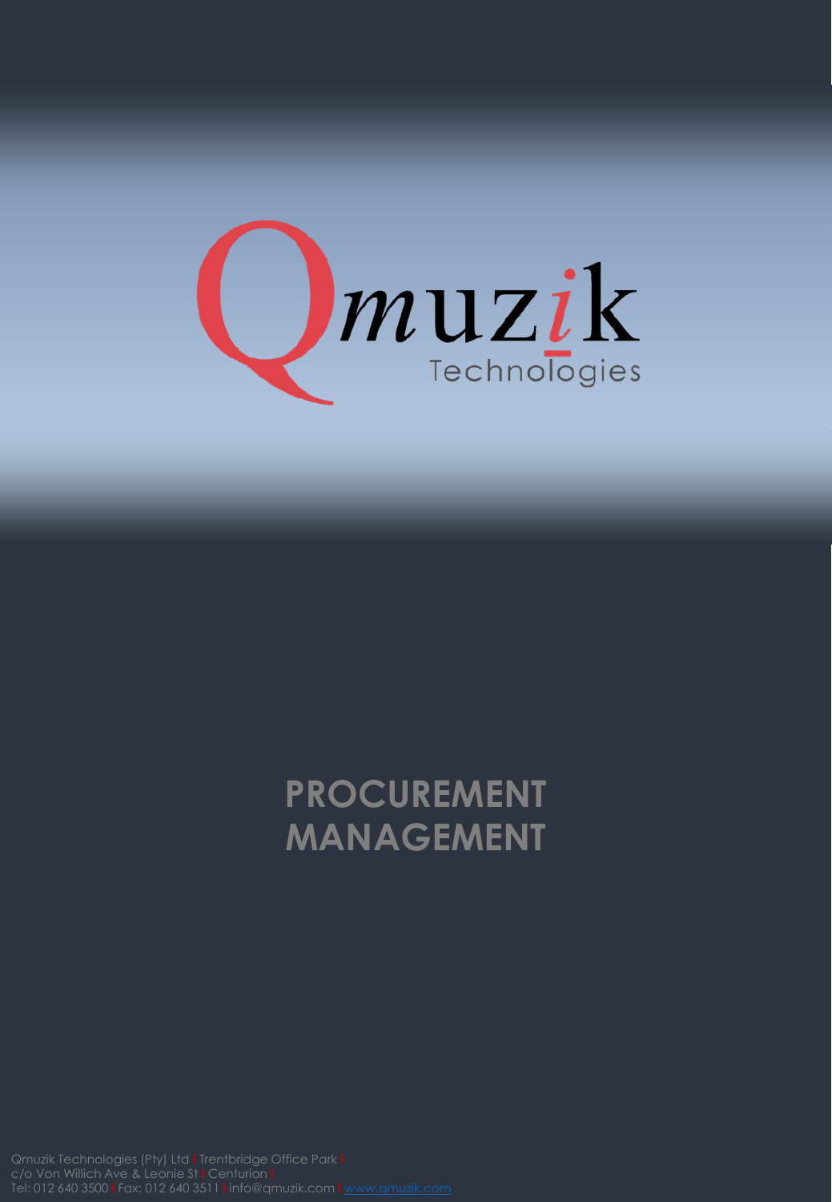Qmuzik Technologies

# PROCUREMENT MANAGEMENT

Qmuzik Technologies (Pty) Ltd | Trentbridge Office Park | c/o Von Willich Ave & Leonie St | Centurion | Tel: 012 640 3500 | Fax: 012 640 3511 | info@qmuzik.com | www.qmuzik.com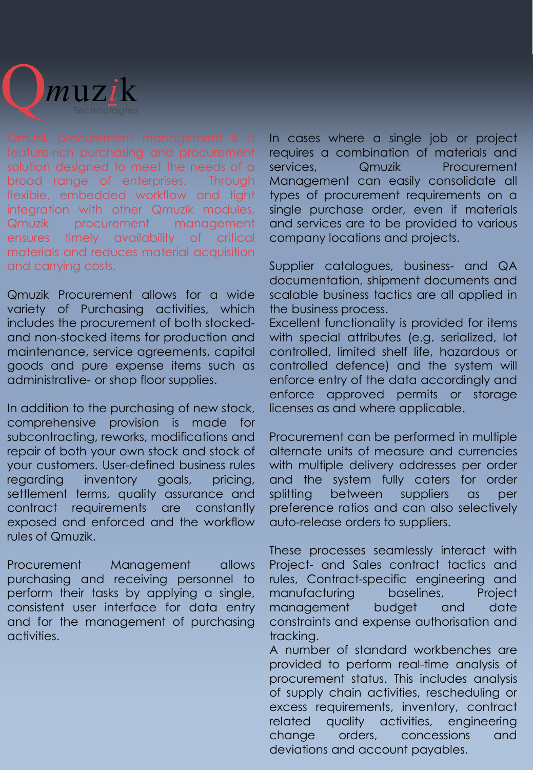Qmuzik Technologies

Qmuzik procurement management is a feature-rich purchasing and procurement solution designed to meet the needs of a broad range of enterprises. Through flexible, embedded workflow and tight integration with other Qmuzik modules, Qmuzik procurement management ensures timely availability of critical materials and reduces material acquisition and carrying costs.

Qmuzik Procurement allows for a wide variety of Purchasing activities, which includes the procurement of both stocked- and non-stocked items for production and maintenance, service agreements, capital goods and pure expense items such as administrative- or shop floor supplies.

In addition to the purchasing of new stock, comprehensive provision is made for subcontracting, reworks, modifications and repair of both your own stock and stock of your customers. User-defined business rules regarding inventory goals, pricing, settlement terms, quality assurance and contract requirements are constantly exposed and enforced and the workflow rules of Qmuzik.

Procurement Management allows purchasing and receiving personnel to perform their tasks by applying a single, consistent user interface for data entry and for the management of purchasing activities.

In cases where a single job or project requires a combination of materials and services, Qmuzik Procurement Management can easily consolidate all types of procurement requirements on a single purchase order, even if materials and services are to be provided to various company locations and projects.

Supplier catalogues, business- and QA documentation, shipment documents and scalable business tactics are all applied in the business process.
Excellent functionality is provided for items with special attributes (e.g. serialized, lot controlled, limited shelf life, hazardous or controlled defence) and the system will enforce entry of the data accordingly and enforce approved permits or storage licenses as and where applicable.

Procurement can be performed in multiple alternate units of measure and currencies with multiple delivery addresses per order and the system fully caters for order splitting between suppliers as per preference ratios and can also selectively auto-release orders to suppliers.

These processes seamlessly interact with Project- and Sales contract tactics and rules, Contract-specific engineering and manufacturing baselines, Project management budget and date constraints and expense authorisation and tracking.
A number of standard workbenches are provided to perform real-time analysis of procurement status. This includes analysis of supply chain activities, rescheduling or excess requirements, inventory, contract related quality activities, engineering change orders, concessions and deviations and account payables.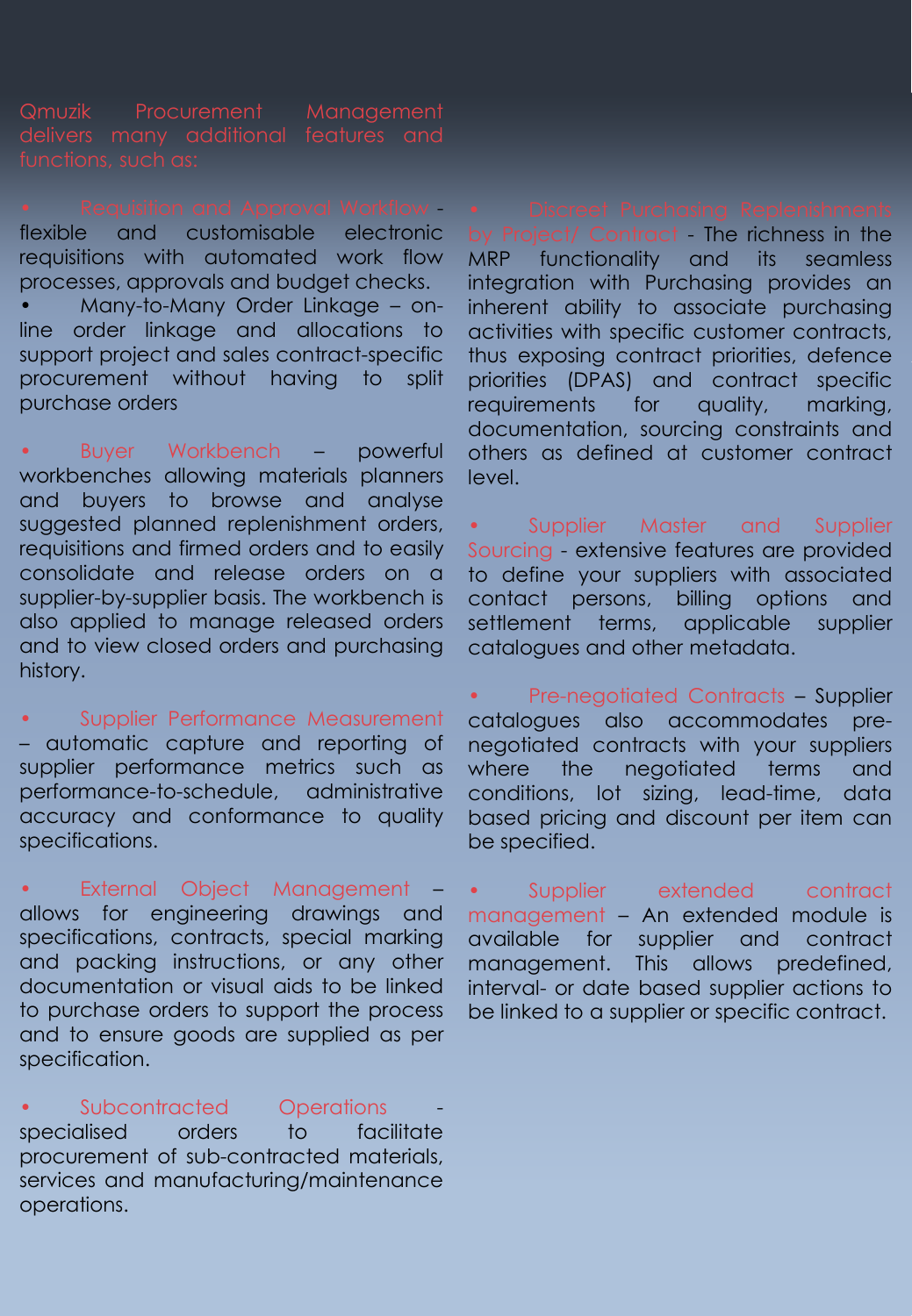Qmuzik Procurement Management delivers many additional features and functions, such as:

- **Requisition and Approval Workflow** - flexible and customisable electronic requisitions with automated work flow processes, approvals and budget checks.
- Many-to-Many Order Linkage – on-line order linkage and allocations to support project and sales contract-specific procurement without having to split purchase orders

- **Buyer Workbench** – powerful workbenches allowing materials planners and buyers to browse and analyse suggested planned replenishment orders, requisitions and firmed orders and to easily consolidate and release orders on a supplier-by-supplier basis. The workbench is also applied to manage released orders and to view closed orders and purchasing history.

- **Supplier Performance Measurement** – automatic capture and reporting of supplier performance metrics such as performance-to-schedule, administrative accuracy and conformance to quality specifications.

- **External Object Management** – allows for engineering drawings and specifications, contracts, special marking and packing instructions, or any other documentation or visual aids to be linked to purchase orders to support the process and to ensure goods are supplied as per specification.

- **Subcontracted Operations** - specialised orders to facilitate procurement of sub-contracted materials, services and manufacturing/maintenance operations.

- **Discreet Purchasing Replenishments by Project/ Contract** - The richness in the MRP functionality and its seamless integration with Purchasing provides an inherent ability to associate purchasing activities with specific customer contracts, thus exposing contract priorities, defence priorities (DPAS) and contract specific requirements for quality, marking, documentation, sourcing constraints and others as defined at customer contract level.

- **Supplier Master and Supplier Sourcing** - extensive features are provided to define your suppliers with associated contact persons, billing options and settlement terms, applicable supplier catalogues and other metadata.

- **Pre-negotiated Contracts** – Supplier catalogues also accommodates pre-negotiated contracts with your suppliers where the negotiated terms and conditions, lot sizing, lead-time, data based pricing and discount per item can be specified.

- **Supplier extended contract management** – An extended module is available for supplier and contract management. This allows predefined, interval- or date based supplier actions to be linked to a supplier or specific contract.